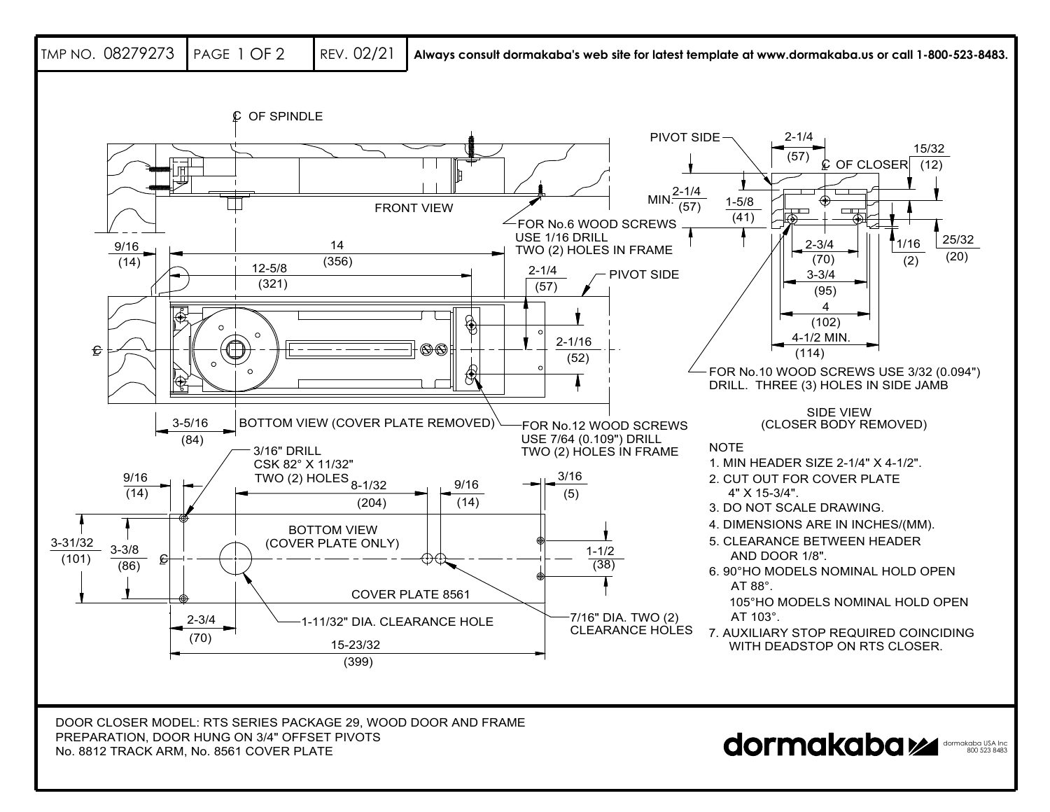TMP NO. 08279273 | PAGE 1 OF 2 | REV. 02/21 | **Always consult dormakaba's web site for latest template at www.dormakaba.us or call 1-800-523-8483.**

℄ OF SPINDLE

FRONT VIEW

FOR No.6 WOOD SCREWS USE 1/16 DRILL TWO (2) HOLES IN FRAME

9/16 (14)

14 (356)

12-5/8 (321)

2-1/4 (57)

PIVOT SIDE

2-1/16 (52)

3-5/16 (84)

BOTTOM VIEW (COVER PLATE REMOVED)

FOR No.12 WOOD SCREWS USE 7/64 (0.109") DRILL TWO (2) HOLES IN FRAME

3/16" DRILL CSK 82° X 11/32" TWO (2) HOLES

9/16 (14)

8-1/32 (204)

9/16 (14)

3/16 (5)

3-31/32 (101)

3-3/8 (86)

BOTTOM VIEW (COVER PLATE ONLY)

1-1/2 (38)

COVER PLATE 8561

2-3/4 (70)

1-11/32" DIA. CLEARANCE HOLE

7/16" DIA. TWO (2) CLEARANCE HOLES

15-23/32 (399)

PIVOT SIDE

2-1/4 (57)

℄ OF CLOSER

15/32 (12)

MIN. 2-1/4 (57)

1-5/8 (41)

2-3/4 (70)

1/16 (2)

25/32 (20)

3-3/4 (95)

4 (102)

4-1/2 MIN. (114)

FOR No.10 WOOD SCREWS USE 3/32 (0.094") DRILL. THREE (3) HOLES IN SIDE JAMB

SIDE VIEW (CLOSER BODY REMOVED)

NOTE

1. MIN HEADER SIZE 2-1/4" X 4-1/2".
2. CUT OUT FOR COVER PLATE 4" X 15-3/4".
3. DO NOT SCALE DRAWING.
4. DIMENSIONS ARE IN INCHES/(MM).
5. CLEARANCE BETWEEN HEADER AND DOOR 1/8".
6. 90°HO MODELS NOMINAL HOLD OPEN AT 88°. 105°HO MODELS NOMINAL HOLD OPEN AT 103°.
7. AUXILIARY STOP REQUIRED COINCIDING WITH DEADSTOP ON RTS CLOSER.

DOOR CLOSER MODEL: RTS SERIES PACKAGE 29, WOOD DOOR AND FRAME PREPARATION, DOOR HUNG ON 3/4" OFFSET PIVOTS
No. 8812 TRACK ARM, No. 8561 COVER PLATE

dormakaba

dormakaba USA Inc
800 523 8483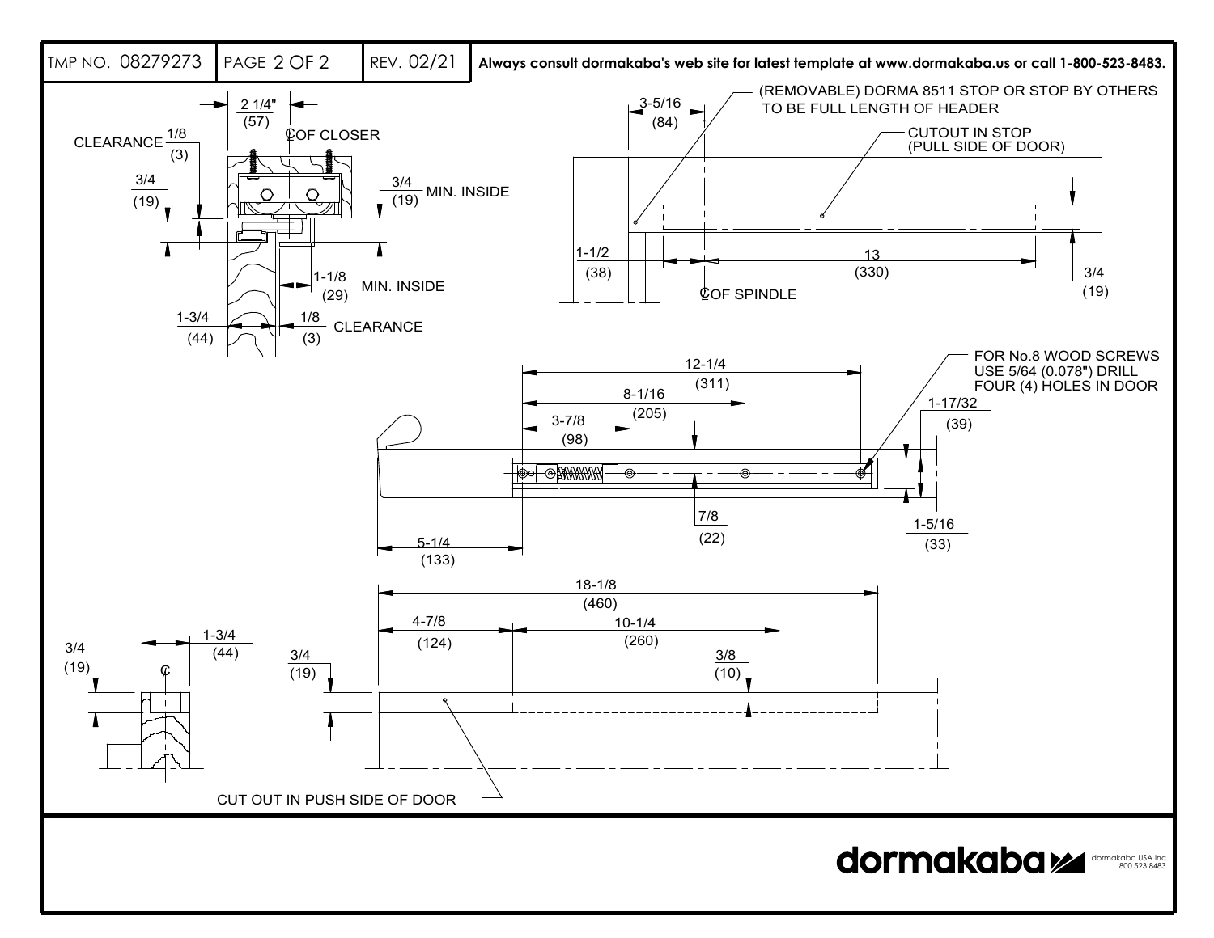TMP NO. 08279273 | PAGE 2 OF 2 | REV. 02/21

**Always consult dormakaba's web site for latest template at www.dormakaba.us or call 1-800-523-8483.**

2 1/4"
(57)
℄ OF CLOSER
CLEARANCE 1/8
(3)
3/4
(19)
3/4
(19) MIN. INSIDE
1-1/8
(29) MIN. INSIDE
1-3/4
(44)
1/8
(3) CLEARANCE

3-5/16
(84)
(REMOVABLE) DORMA 8511 STOP OR STOP BY OTHERS
TO BE FULL LENGTH OF HEADER
CUTOUT IN STOP
(PULL SIDE OF DOOR)
1-1/2
(38)
13
(330)
℄ OF SPINDLE
3/4
(19)

12-1/4
(311)
8-1/16
(205)
3-7/8
(98)
FOR No.8 WOOD SCREWS
USE 5/64 (0.078") DRILL
FOUR (4) HOLES IN DOOR
1-17/32
(39)
7/8
(22)
1-5/16
(33)
5-1/4
(133)

18-1/8
(460)
4-7/8
(124)
10-1/4
(260)
3/8
(10)
3/4
(19)
1-3/4
(44)
℄
3/4
(19)
CUT OUT IN PUSH SIDE OF DOOR

dormakaba
dormakaba USA Inc
800 523 8483